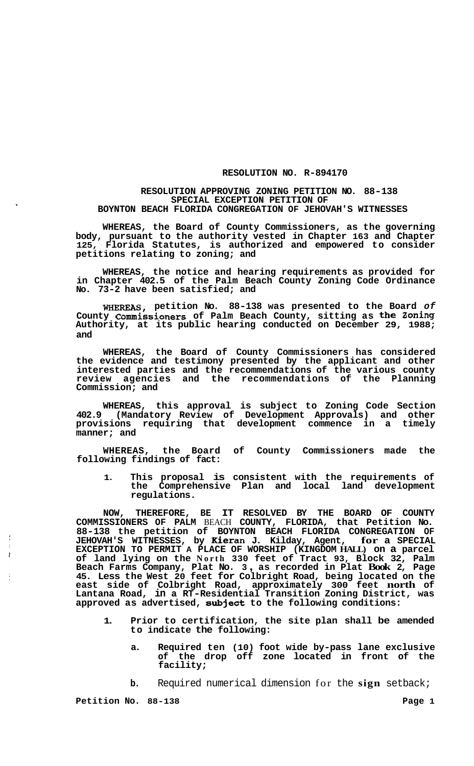**RESOLUTION NO. R-894170**

**RESOLUTION APPROVING ZONING PETITION NO. 88-138**
**SPECIAL EXCEPTION PETITION OF**
**BOYNTON BEACH FLORIDA CONGREGATION OF JEHOVAH'S WITNESSES**

**WHEREAS, the Board of County Commissioners, as the governing body, pursuant to the authority vested in Chapter 163 and Chapter 125, Florida Statutes, is authorized and empowered to consider petitions relating to zoning; and**

**WHEREAS, the notice and hearing requirements as provided for in Chapter 402.5 of the Palm Beach County Zoning Code Ordinance No. 73-2 have been satisfied; and**

**WHEREAS, petition No. 88-138 was presented to the Board *of* County Commissioners of Palm Beach County, sitting as the Zoning Authority, at its public hearing conducted on December 29, 1988; and**

**WHEREAS, the Board of County Commissioners has considered the evidence and testimony presented by the applicant and other interested parties and the recommendations of the various county review agencies and the recommendations of the Planning Commission; and**

**WHEREAS, this approval is subject to Zoning Code Section 402.9 (Mandatory Review of Development Approvals) and other provisions requiring that development commence in a timely manner; and**

**WHEREAS, the Board of County Commissioners made the following findings of fact:**

1. **This proposal is consistent with the requirements of the Comprehensive Plan and local land development regulations.**

**NOW, THEREFORE, BE IT RESOLVED BY THE BOARD OF COUNTY COMMISSIONERS OF PALM** BEACH **COUNTY, FLORIDA, that Petition No. 88-138 the petition of BOYNTON BEACH FLORIDA CONGREGATION OF JEHOVAH'S WITNESSES, by Kieran J. Kilday, Agent, for a SPECIAL EXCEPTION TO PERMIT A PLACE OF WORSHIP (KINGDOM HALL) on a parcel of land lying on the North 330 feet of Tract 93, Block 32, Palm Beach Farms Company, Plat No. 3, as recorded in Plat Book 2, Page 45. Less the West 20 feet for Colbright Road, being located on the east side of Colbright Road, approximately 300 feet north of Lantana Road, in a RT-Residential Transition Zoning District, was approved as advertised, subject to the following conditions:**

1. **Prior to certification, the site plan shall be amended to indicate the following:**

   a. **Required ten (10) foot wide by-pass lane exclusive of the drop off zone located in front of the facility;**

   b. Required numerical dimension for the sign setback;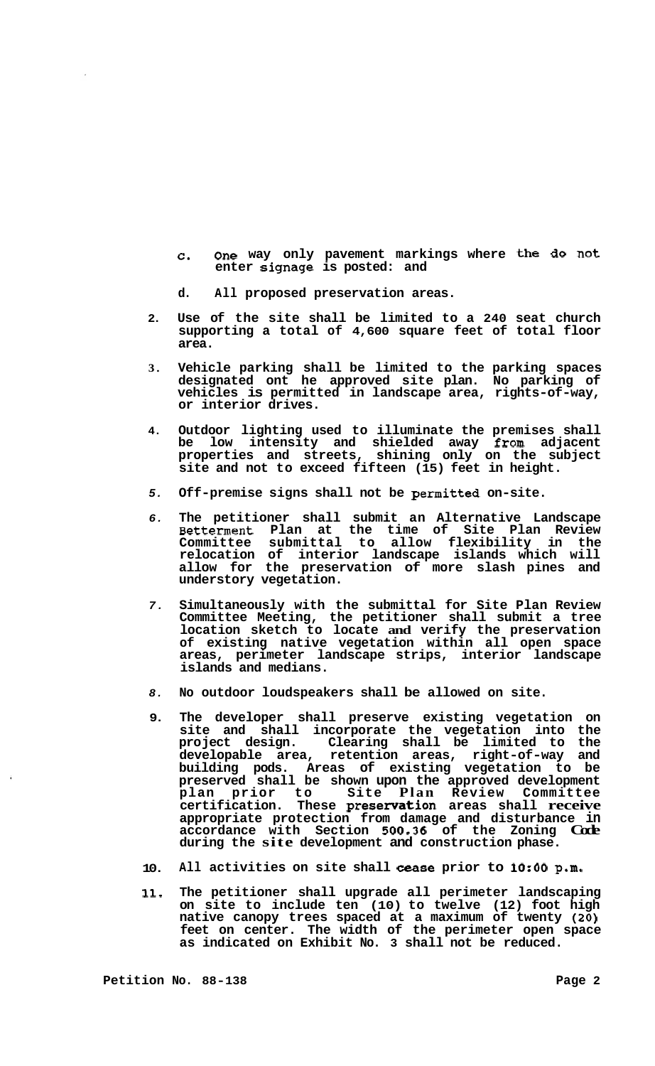c. One way only pavement markings where the do not enter signage is posted: and

d. All proposed preservation areas.

2. Use of the site shall be limited to a 240 seat church supporting a total of 4,600 square feet of total floor area.

3. Vehicle parking shall be limited to the parking spaces designated ont he approved site plan. No parking of vehicles is permitted in landscape area, rights-of-way, or interior drives.

4. Outdoor lighting used to illuminate the premises shall be low intensity and shielded away from adjacent properties and streets, shining only on the subject site and not to exceed fifteen (15) feet in height.

5. Off-premise signs shall not be permitted on-site.

6. The petitioner shall submit an Alternative Landscape Betterment Plan at the time of Site Plan Review Committee submittal to allow flexibility in the relocation of interior landscape islands which will allow for the preservation of more slash pines and understory vegetation.

7. Simultaneously with the submittal for Site Plan Review Committee Meeting, the petitioner shall submit a tree location sketch to locate and verify the preservation of existing native vegetation within all open space areas, perimeter landscape strips, interior landscape islands and medians.

8. No outdoor loudspeakers shall be allowed on site.

9. The developer shall preserve existing vegetation on site and shall incorporate the vegetation into the project design. Clearing shall be limited to the developable area, retention areas, right-of-way and building pods. Areas of existing vegetation to be preserved shall be shown upon the approved development plan prior to Site Plan Review Committee certification. These preservation areas shall receive appropriate protection from damage and disturbance in accordance with Section 500.36 of the Zoning Code during the site development and construction phase.

10. All activities on site shall cease prior to 10:00 p.m.

11. The petitioner shall upgrade all perimeter landscaping on site to include ten (10) to twelve (12) foot high native canopy trees spaced at a maximum of twenty (20) feet on center. The width of the perimeter open space as indicated on Exhibit No. 3 shall not be reduced.

Petition No. 88-138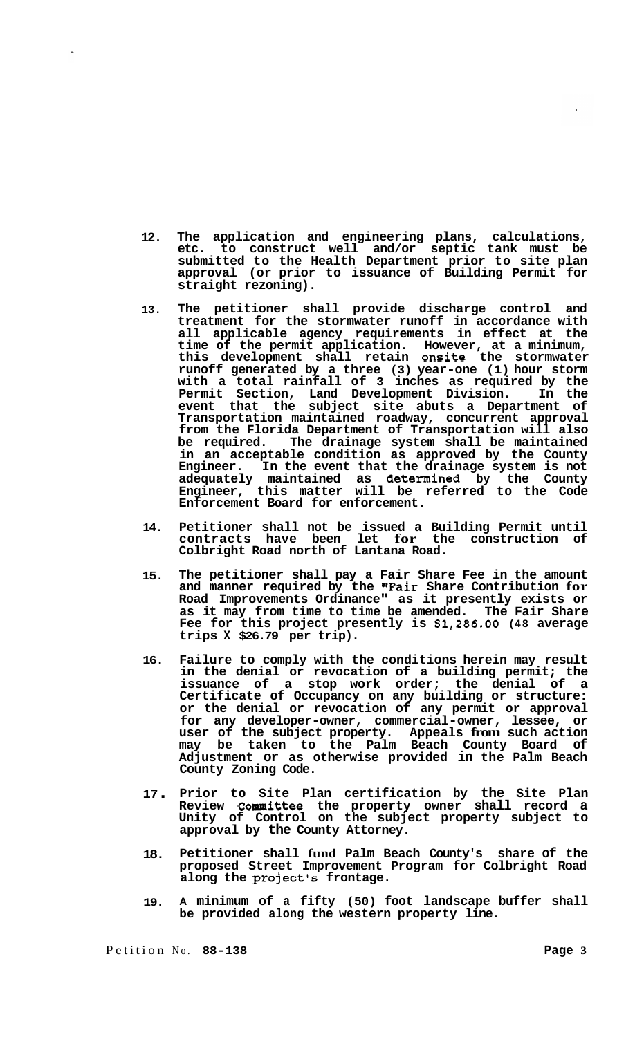12. The application and engineering plans, calculations, etc. to construct well and/or septic tank must be submitted to the Health Department prior to site plan approval (or prior to issuance of Building Permit for straight rezoning).

13. The petitioner shall provide discharge control and treatment for the stormwater runoff in accordance with all applicable agency requirements in effect at the time of the permit application. However, at a minimum, this development shall retain onsite the stormwater runoff generated by a three (3) year-one (1) hour storm with a total rainfall of 3 inches as required by the Permit Section, Land Development Division. In the event that the subject site abuts a Department of Transportation maintained roadway, concurrent approval from the Florida Department of Transportation will also be required. The drainage system shall be maintained in an acceptable condition as approved by the County Engineer. In the event that the drainage system is not adequately maintained as determined by the County Engineer, this matter will be referred to the Code Enforcement Board for enforcement.

14. Petitioner shall not be issued a Building Permit until contracts have been let for the construction of Colbright Road north of Lantana Road.

15. The petitioner shall pay a Fair Share Fee in the amount and manner required by the "Fair Share Contribution for Road Improvements Ordinance" as it presently exists or as it may from time to time be amended. The Fair Share Fee for this project presently is $1,286.00 (48 average trips X $26.79 per trip).

16. Failure to comply with the conditions herein may result in the denial or revocation of a building permit; the issuance of a stop work order; the denial of a Certificate of Occupancy on any building or structure: or the denial or revocation of any permit or approval for any developer-owner, commercial-owner, lessee, or user of the subject property. Appeals from such action may be taken to the Palm Beach County Board of Adjustment or as otherwise provided in the Palm Beach County Zoning Code.

17. Prior to Site Plan certification by the Site Plan Review Committee the property owner shall record a Unity of Control on the subject property subject to approval by the County Attorney.

18. Petitioner shall fund Palm Beach County's share of the proposed Street Improvement Program for Colbright Road along the project's frontage.

19. A minimum of a fifty (50) foot landscape buffer shall be provided along the western property line.

Petition No. **88-138**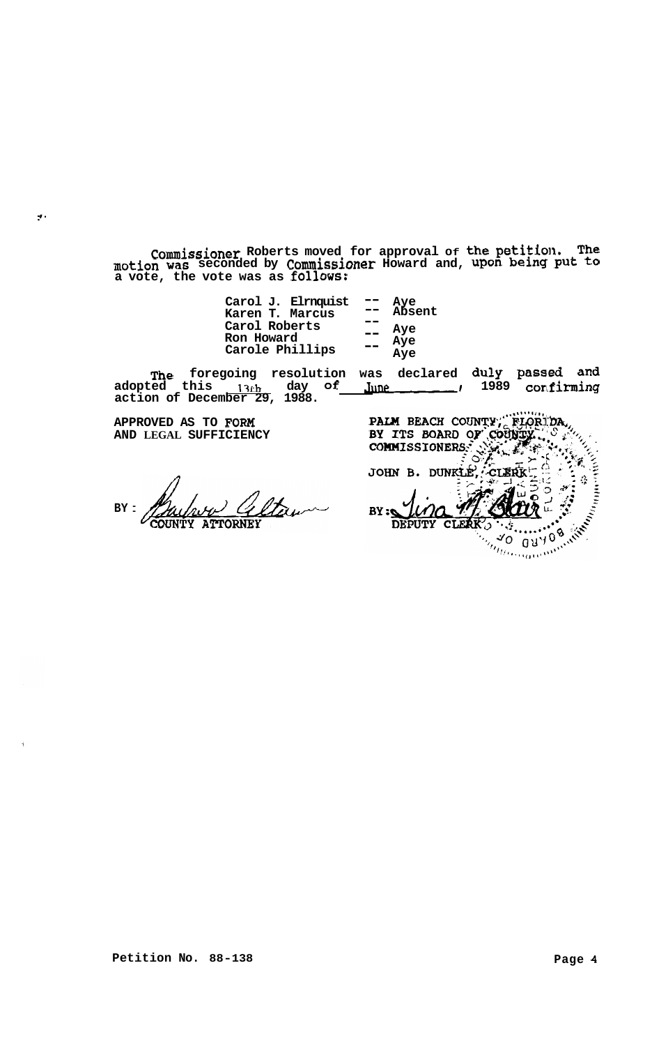Commissioner Roberts moved for approval of the petition. The motion was seconded by Commissioner Howard and, upon being put to a vote, the vote was as follows:

| | | |
|---|---|---|
| Carol J. Elrnquist | -- | Aye |
| Karen T. Marcus | -- | Absent |
| Carol Roberts | -- | Aye |
| Ron Howard | -- | Aye |
| Carole Phillips | -- | Aye |

The foregoing resolution was declared duly passed and adopted this 13th day of June, 1989 confirming action of December 29, 1988.

APPROVED AS TO FORM AND LEGAL SUFFICIENCY

BY: COUNTY ATTORNEY

PALM BEACH COUNTY, FLORIDA, BY ITS BOARD OF COUNTY COMMISSIONERS

JOHN B. DUNKLE, CLERK

BY: DEPUTY CLERK

Petition No. 88-138